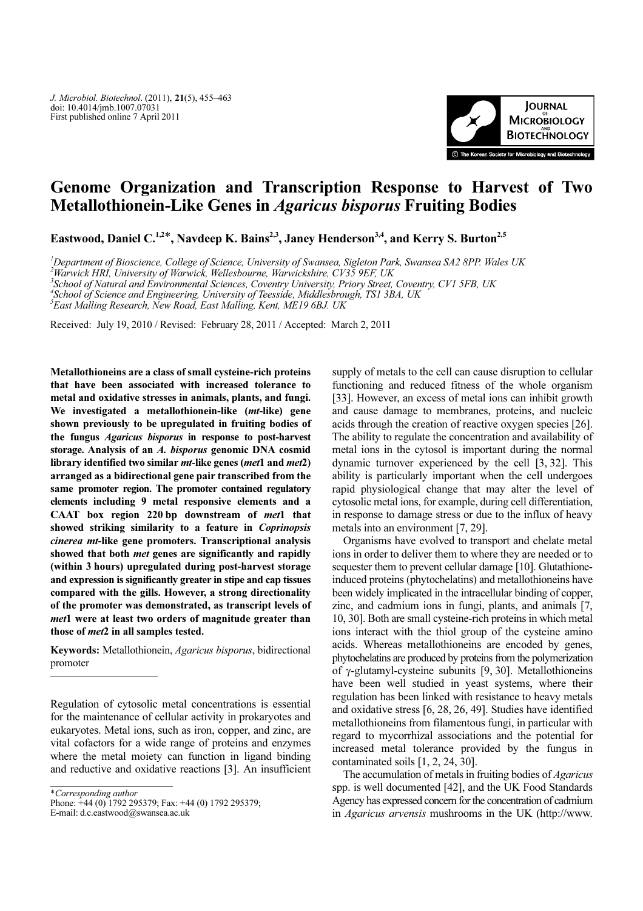# Genome Organization and Transcription Response to Harvest of Two Metallothionein-Like Genes in *Agaricus bisporus* Fruiting Bodies

**Eastwood, Daniel C.[1,2]*, Navdeep K. Bains[2,3], Janey Henderson[3,4], and Kerry S. Burton[2,5]**

[1]*Department of Bioscience, College of Science, University of Swansea, Sigleton Park, Swansea SA2 8PP. Wales UK*
[2]*Warwick HRI, University of Warwick, Wellesbourne, Warwickshire, CV35 9EF, UK*
[3]*School of Natural and Environmental Sciences, Coventry University, Priory Street, Coventry, CV1 5FB, UK*
[4]*School of Science and Engineering, University of Teesside, Middlesbrough, TS1 3BA, UK*
[5]*East Malling Research, New Road, East Malling, Kent, ME19 6BJ. UK*

Received: July 19, 2010 / Revised: February 28, 2011 / Accepted: March 2, 2011

**Metallothioneins are a class of small cysteine-rich proteins that have been associated with increased tolerance to metal and oxidative stresses in animals, plants, and fungi. We investigated a metallothionein-like (*mt*-like) gene shown previously to be upregulated in fruiting bodies of the fungus *Agaricus bisporus* in response to post-harvest storage. Analysis of an *A. bisporus* genomic DNA cosmid library identified two similar *mt*-like genes (*met*1 and *met*2) arranged as a bidirectional gene pair transcribed from the same promoter region. The promoter contained regulatory elements including 9 metal responsive elements and a CAAT box region 220 bp downstream of *met*1 that showed striking similarity to a feature in *Coprinopsis cinerea mt*-like gene promoters. Transcriptional analysis showed that both *met* genes are significantly and rapidly (within 3 hours) upregulated during post-harvest storage and expression is significantly greater in stipe and cap tissues compared with the gills. However, a strong directionality of the promoter was demonstrated, as transcript levels of *met*1 were at least two orders of magnitude greater than those of *met*2 in all samples tested.**

**Keywords:** Metallothionein, *Agaricus bisporus*, bidirectional promoter

Regulation of cytosolic metal concentrations is essential for the maintenance of cellular activity in prokaryotes and eukaryotes. Metal ions, such as iron, copper, and zinc, are vital cofactors for a wide range of proteins and enzymes where the metal moiety can function in ligand binding and reductive and oxidative reactions [3]. An insufficient supply of metals to the cell can cause disruption to cellular functioning and reduced fitness of the whole organism [33]. However, an excess of metal ions can inhibit growth and cause damage to membranes, proteins, and nucleic acids through the creation of reactive oxygen species [26]. The ability to regulate the concentration and availability of metal ions in the cytosol is important during the normal dynamic turnover experienced by the cell [3, 32]. This ability is particularly important when the cell undergoes rapid physiological change that may alter the level of cytosolic metal ions, for example, during cell differentiation, in response to damage stress or due to the influx of heavy metals into an environment [7, 29].

Organisms have evolved to transport and chelate metal ions in order to deliver them to where they are needed or to sequester them to prevent cellular damage [10]. Glutathione-induced proteins (phytochelatins) and metallothioneins have been widely implicated in the intracellular binding of copper, zinc, and cadmium ions in fungi, plants, and animals [7, 10, 30]. Both are small cysteine-rich proteins in which metal ions interact with the thiol group of the cysteine amino acids. Whereas metallothioneins are encoded by genes, phytochelatins are produced by proteins from the polymerization of γ-glutamyl-cysteine subunits [9, 30]. Metallothioneins have been well studied in yeast systems, where their regulation has been linked with resistance to heavy metals and oxidative stress [6, 28, 26, 49]. Studies have identified metallothioneins from filamentous fungi, in particular with regard to mycorrhizal associations and the potential for increased metal tolerance provided by the fungus in contaminated soils [1, 2, 24, 30].

The accumulation of metals in fruiting bodies of *Agaricus* spp. is well documented [42], and the UK Food Standards Agency has expressed concern for the concentration of cadmium in *Agaricus arvensis* mushrooms in the UK (http://www.

---

*Corresponding author
Phone: +44 (0) 1792 295379; Fax: +44 (0) 1792 295379;
E-mail: d.c.eastwood@swansea.ac.uk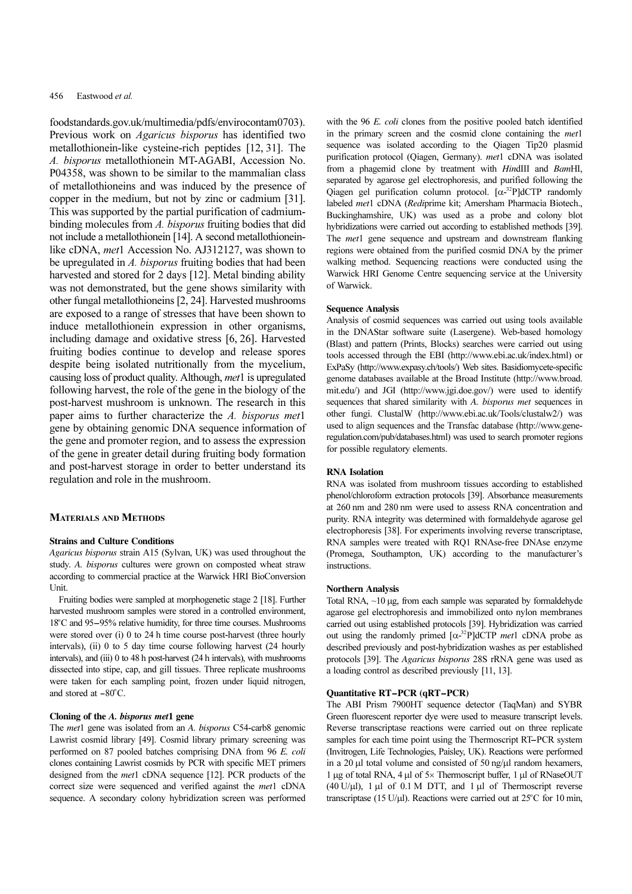foodstandards.gov.uk/multimedia/pdfs/envirocontam0703). Previous work on *Agaricus bisporus* has identified two metallothionein-like cysteine-rich peptides [12, 31]. The *A. bisporus* metallothionein MT-AGABI, Accession No. P04358, was shown to be similar to the mammalian class of metallothioneins and was induced by the presence of copper in the medium, but not by zinc or cadmium [31]. This was supported by the partial purification of cadmium-binding molecules from *A. bisporus* fruiting bodies that did not include a metallothionein [14]. A second metallothionein-like cDNA, *met*1 Accession No. AJ312127, was shown to be upregulated in *A. bisporus* fruiting bodies that had been harvested and stored for 2 days [12]. Metal binding ability was not demonstrated, but the gene shows similarity with other fungal metallothioneins [2, 24]. Harvested mushrooms are exposed to a range of stresses that have been shown to induce metallothionein expression in other organisms, including damage and oxidative stress [6, 26]. Harvested fruiting bodies continue to develop and release spores despite being isolated nutritionally from the mycelium, causing loss of product quality. Although, *met*1 is upregulated following harvest, the role of the gene in the biology of the post-harvest mushroom is unknown. The research in this paper aims to further characterize the *A. bisporus met*1 gene by obtaining genomic DNA sequence information of the gene and promoter region, and to assess the expression of the gene in greater detail during fruiting body formation and post-harvest storage in order to better understand its regulation and role in the mushroom.

## Materials and Methods

### Strains and Culture Conditions

*Agaricus bisporus* strain A15 (Sylvan, UK) was used throughout the study. *A. bisporus* cultures were grown on composted wheat straw according to commercial practice at the Warwick HRI BioConversion Unit.

Fruiting bodies were sampled at morphogenetic stage 2 [18]. Further harvested mushroom samples were stored in a controlled environment, 18°C and 95–95% relative humidity, for three time courses. Mushrooms were stored over (i) 0 to 24 h time course post-harvest (three hourly intervals), (ii) 0 to 5 day time course following harvest (24 hourly intervals), and (iii) 0 to 48 h post-harvest (24 h intervals), with mushrooms dissected into stipe, cap, and gill tissues. Three replicate mushrooms were taken for each sampling point, frozen under liquid nitrogen, and stored at −80°C.

### Cloning of the *A. bisporus met*1 gene

The *met*1 gene was isolated from an *A. bisporus* C54-carb8 genomic Lawrist cosmid library [49]. Cosmid library primary screening was performed on 87 pooled batches comprising DNA from 96 *E. coli* clones containing Lawrist cosmids by PCR with specific MET primers designed from the *met*1 cDNA sequence [12]. PCR products of the correct size were sequenced and verified against the *met*1 cDNA sequence. A secondary colony hybridization screen was performed with the 96 *E. coli* clones from the positive pooled batch identified in the primary screen and the cosmid clone containing the *met*1 sequence was isolated according to the Qiagen Tip20 plasmid purification protocol (Qiagen, Germany). *met*1 cDNA was isolated from a phagemid clone by treatment with *Hin*dIII and *Bam*HI, separated by agarose gel electrophoresis, and purified following the Qiagen gel purification column protocol. [$\alpha$-$^{32}$P]dCTP randomly labeled *met*1 cDNA (*Redi*prime kit; Amersham Pharmacia Biotech., Buckinghamshire, UK) was used as a probe and colony blot hybridizations were carried out according to established methods [39]. The *met*1 gene sequence and upstream and downstream flanking regions were obtained from the purified cosmid DNA by the primer walking method. Sequencing reactions were conducted using the Warwick HRI Genome Centre sequencing service at the University of Warwick.

### Sequence Analysis

Analysis of cosmid sequences was carried out using tools available in the DNAStar software suite (Lasergene). Web-based homology (Blast) and pattern (Prints, Blocks) searches were carried out using tools accessed through the EBI (http://www.ebi.ac.uk/index.html) or ExPaSy (http://www.expasy.ch/tools/) Web sites. Basidiomycete-specific genome databases available at the Broad Institute (http://www.broad.mit.edu/) and JGI (http://www.jgi.doe.gov/) were used to identify sequences that shared similarity with *A. bisporus met* sequences in other fungi. ClustalW (http://www.ebi.ac.uk/Tools/clustalw2/) was used to align sequences and the Transfac database (http://www.gene-regulation.com/pub/databases.html) was used to search promoter regions for possible regulatory elements.

### RNA Isolation

RNA was isolated from mushroom tissues according to established phenol/chloroform extraction protocols [39]. Absorbance measurements at 260 nm and 280 nm were used to assess RNA concentration and purity. RNA integrity was determined with formaldehyde agarose gel electrophoresis [38]. For experiments involving reverse transcriptase, RNA samples were treated with RQ1 RNAse-free DNAse enzyme (Promega, Southampton, UK) according to the manufacturer's instructions.

### Northern Analysis

Total RNA, ~10 μg, from each sample was separated by formaldehyde agarose gel electrophoresis and immobilized onto nylon membranes carried out using established protocols [39]. Hybridization was carried out using the randomly primed [$\alpha$-$^{32}$P]dCTP *met*1 cDNA probe as described previously and post-hybridization washes as per established protocols [39]. The *Agaricus bisporus* 28S rRNA gene was used as a loading control as described previously [11, 13].

### Quantitative RT–PCR (qRT–PCR)

The ABI Prism 7900HT sequence detector (TaqMan) and SYBR Green fluorescent reporter dye were used to measure transcript levels. Reverse transcriptase reactions were carried out on three replicate samples for each time point using the Thermoscript RT–PCR system (Invitrogen, Life Technologies, Paisley, UK). Reactions were performed in a 20 μl total volume and consisted of 50 ng/μl random hexamers, 1 μg of total RNA, 4 μl of 5× Thermoscript buffer, 1 μl of RNaseOUT (40 U/μl), 1 μl of 0.1 M DTT, and 1 μl of Thermoscript reverse transcriptase (15 U/μl). Reactions were carried out at 25°C for 10 min,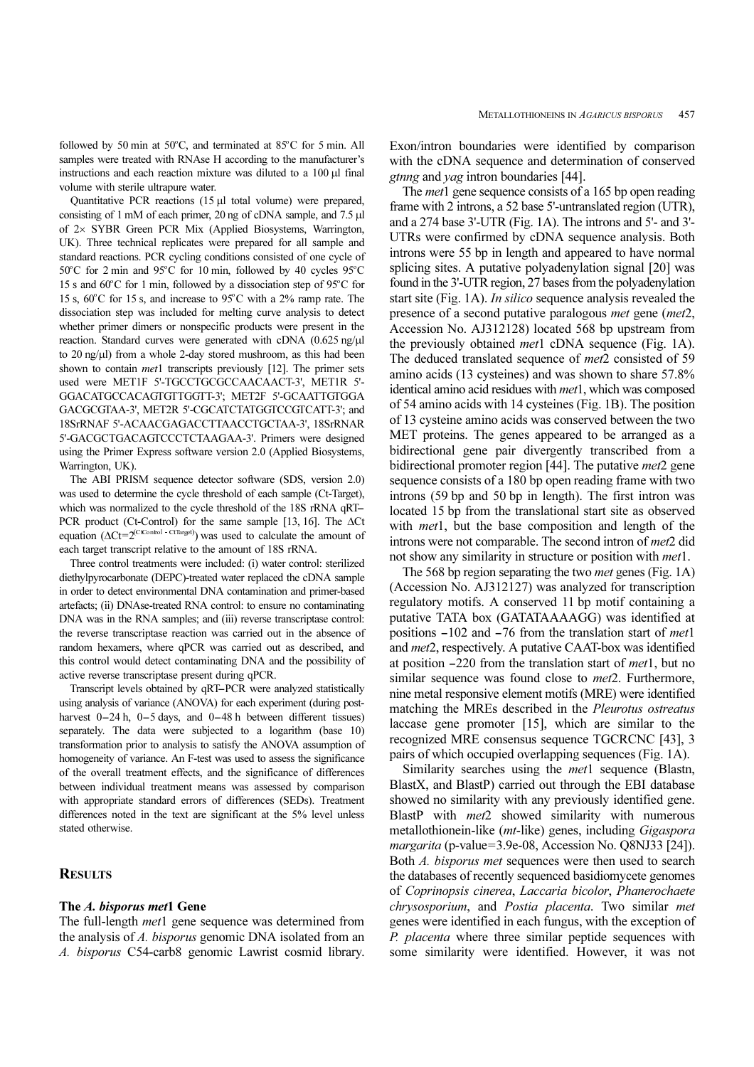followed by 50 min at 50°C, and terminated at 85°C for 5 min. All samples were treated with RNAse H according to the manufacturer's instructions and each reaction mixture was diluted to a 100 µl final volume with sterile ultrapure water.

Quantitative PCR reactions (15 µl total volume) were prepared, consisting of 1 mM of each primer, 20 ng of cDNA sample, and 7.5 µl of 2× SYBR Green PCR Mix (Applied Biosystems, Warrington, UK). Three technical replicates were prepared for all sample and standard reactions. PCR cycling conditions consisted of one cycle of 50°C for 2 min and 95°C for 10 min, followed by 40 cycles 95°C 15 s and 60°C for 1 min, followed by a dissociation step of 95°C for 15 s, 60°C for 15 s, and increase to 95°C with a 2% ramp rate. The dissociation step was included for melting curve analysis to detect whether primer dimers or nonspecific products were present in the reaction. Standard curves were generated with cDNA (0.625 ng/µl to 20 ng/µl) from a whole 2-day stored mushroom, as this had been shown to contain *met*1 transcripts previously [12]. The primer sets used were MET1F 5'-TGCCTGCGCCAACAACT-3', MET1R 5'-GGACATGCCACAGTGTTGGTT-3'; MET2F 5'-GCAATTGTGGAGACGCGTAA-3', MET2R 5'-CGCATCTATGGTCCGTCATT-3'; and 18SrRNAF 5'-ACAACGAGACCTTAACCTGCTAA-3', 18SrRNAR 5'-GACGCTGACAGTCCCTCTAAGAA-3'. Primers were designed using the Primer Express software version 2.0 (Applied Biosystems, Warrington, UK).

The ABI PRISM sequence detector software (SDS, version 2.0) was used to determine the cycle threshold of each sample (Ct-Target), which was normalized to the cycle threshold of the 18S rRNA qRT–PCR product (Ct-Control) for the same sample [13, 16]. The ΔCt equation ($\Delta Ct=2^{(CtControl - CtTarget)}$) was used to calculate the amount of each target transcript relative to the amount of 18S rRNA.

Three control treatments were included: (i) water control: sterilized diethylpyrocarbonate (DEPC)-treated water replaced the cDNA sample in order to detect environmental DNA contamination and primer-based artefacts; (ii) DNAse-treated RNA control: to ensure no contaminating DNA was in the RNA samples; and (iii) reverse transcriptase control: the reverse transcriptase reaction was carried out in the absence of random hexamers, where qPCR was carried out as described, and this control would detect contaminating DNA and the possibility of active reverse transcriptase present during qPCR.

Transcript levels obtained by qRT–PCR were analyzed statistically using analysis of variance (ANOVA) for each experiment (during post-harvest 0–24 h, 0–5 days, and 0–48 h between different tissues) separately. The data were subjected to a logarithm (base 10) transformation prior to analysis to satisfy the ANOVA assumption of homogeneity of variance. An F-test was used to assess the significance of the overall treatment effects, and the significance of differences between individual treatment means was assessed by comparison with appropriate standard errors of differences (SEDs). Treatment differences noted in the text are significant at the 5% level unless stated otherwise.

## Results

### The *A. bisporus met*1 Gene

The full-length *met*1 gene sequence was determined from the analysis of *A. bisporus* genomic DNA isolated from an *A. bisporus* C54-carb8 genomic Lawrist cosmid library. Exon/intron boundaries were identified by comparison with the cDNA sequence and determination of conserved *gtnng* and *yag* intron boundaries [44].

The *met*1 gene sequence consists of a 165 bp open reading frame with 2 introns, a 52 base 5'-untranslated region (UTR), and a 274 base 3'-UTR (Fig. 1A). The introns and 5'- and 3'-UTRs were confirmed by cDNA sequence analysis. Both introns were 55 bp in length and appeared to have normal splicing sites. A putative polyadenylation signal [20] was found in the 3'-UTR region, 27 bases from the polyadenylation start site (Fig. 1A). *In silico* sequence analysis revealed the presence of a second putative paralogous *met* gene (*met*2, Accession No. AJ312128) located 568 bp upstream from the previously obtained *met*1 cDNA sequence (Fig. 1A). The deduced translated sequence of *met*2 consisted of 59 amino acids (13 cysteines) and was shown to share 57.8% identical amino acid residues with *met*1, which was composed of 54 amino acids with 14 cysteines (Fig. 1B). The position of 13 cysteine amino acids was conserved between the two MET proteins. The genes appeared to be arranged as a bidirectional gene pair divergently transcribed from a bidirectional promoter region [44]. The putative *met*2 gene sequence consists of a 180 bp open reading frame with two introns (59 bp and 50 bp in length). The first intron was located 15 bp from the translational start site as observed with *met*1, but the base composition and length of the introns were not comparable. The second intron of *met*2 did not show any similarity in structure or position with *met*1.

The 568 bp region separating the two *met* genes (Fig. 1A) (Accession No. AJ312127) was analyzed for transcription regulatory motifs. A conserved 11 bp motif containing a putative TATA box (GATATAAAAGG) was identified at positions −102 and −76 from the translation start of *met*1 and *met*2, respectively. A putative CAAT-box was identified at position −220 from the translation start of *met*1, but no similar sequence was found close to *met*2. Furthermore, nine metal responsive element motifs (MRE) were identified matching the MREs described in the *Pleurotus ostreatus* laccase gene promoter [15], which are similar to the recognized MRE consensus sequence TGCRCNC [43], 3 pairs of which occupied overlapping sequences (Fig. 1A).

Similarity searches using the *met*1 sequence (Blastn, BlastX, and BlastP) carried out through the EBI database showed no similarity with any previously identified gene. BlastP with *met*2 showed similarity with numerous metallothionein-like (*mt*-like) genes, including *Gigaspora margarita* (p-value=3.9e-08, Accession No. Q8NJ33 [24]). Both *A. bisporus met* sequences were then used to search the databases of recently sequenced basidiomycete genomes of *Coprinopsis cinerea*, *Laccaria bicolor*, *Phanerochaete chrysosporium*, and *Postia placenta*. Two similar *met* genes were identified in each fungus, with the exception of *P. placenta* where three similar peptide sequences with some similarity were identified. However, it was not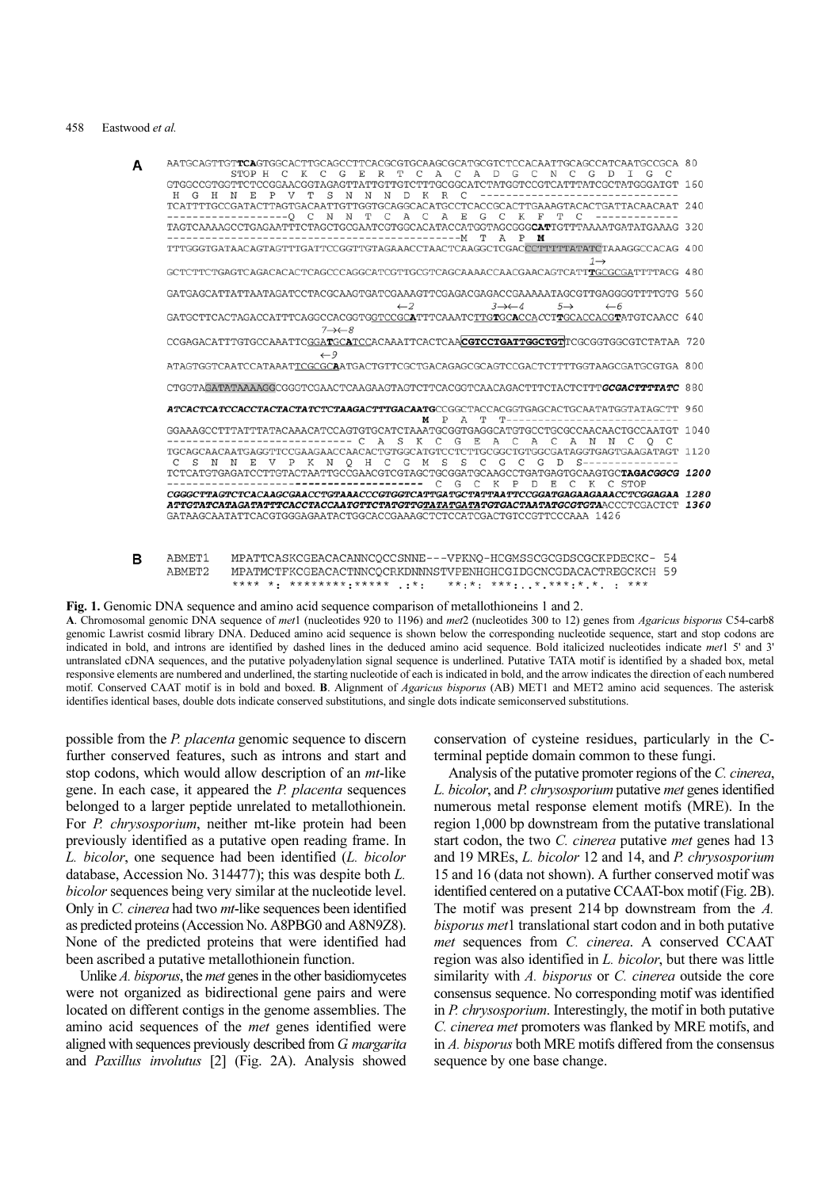**A**

```
AATGCAGTTGTTCAGTGGCACTTGCAGCCTTCACGCGTGCAAGCGCATGCGTCTCCACAATTGCAGCCATCAATGCCGCA 80
          STOP H  C  K  C  G  E  R  T  C  A  C  A  D  G  C  N  C  G  D  I  G  C
GTGGCCGTGGTTCTCCGGAACGGTAGAGTTATTGTTGTCTTTGCGGCATCTATGGTCCGTCATTTATCGCTATGGGATGT 160
 H  G  H  N  E  P  V  T  S  N  N  N  D  K  R  C  ------------------------------
TCATTTTGCCGATACTTAGTGACAATTGTTGGTGCAGGCACATGCCTCACCGCACTTGAAAGTACACTGATTACAACAAT 240
-------------------Q  C  N  N  T  C  A  C  A  E  G  C  K  F  T  C  ------------
TAGTCAAAAGCCTGAGAATTTCTAGCTGCGAATCGTGGCACATACCATGGTAGCGGGCATTGTTTAAAATGATATGAAAG 320
---------------------------------------------M  T  A  P  M
TTTGGGTGATAACAGTAGTTTGATTCCGGTTGTAGAAACCTAACTCAAGGCTCGACCCTTTTTATATCTAAAGGCCACAG 400
                                                                    1→
GCTCTTCTGAGTCAGACACACTCAGCCCAGGCATCGTTGCGTCAGCAAAACCAACGAACAGTCATTTGCGCGATTTTACG 480

GATGAGCATTATTAATAGATCCTACGCAAGTGATCGAAAGTTCGAGACGAGACCGAAAAATAGCGTTGAGGGGTTTTGTG 560
                                         ←2             3→←4      5→      ←6
GATGCTTCACTAGACCATTTCAGGCCACGGTGGTCCGCAATTTCAAATCTTGTGCACCACCTTGCACCACGTATGTCAACC 640
                           7→←8
CCGAGACATTTGTGCCAAATTCGGATGCATCCACAAATTCACTCAACGTCCTGATTGGCTGTTCGCGGTGGCGTCTATAA 720
                    ←9
ATAGTGGTCAATCCATAAATTCGCGCAATGACTGTTCGCTGACAGAGCGCAGTCCGACTCTTTTGGTAAGCGATGCGTGA 800

CTGGTAGATATAAAAGGCGGGTCGAACTCAAGAAGTAGTCTTCACGGTCAACAGACTTTCTACTCTTTGCGACTTTTATC 880

ATCACTCATCCACCTACTACTATCTCTAAGACTTTGACAATGCCGGCTACCACGGTGAGCACTGCAATATGGTATAGCTT 960
                                         M  P  A  T  T--------------------------
GGAAAGCCTTTATTTATACAAACATCCAGTGTGCATCTAAATGCGGTGAGGCATGTGCCTGCGCCAACAACTGCCAATGT 1040
----------------------------C  A  S  K  C  G  E  A  C  A  C  A  N  N  C  Q  C
TGCAGCAACAATGAGGTTCCGAAGAACCAACACTGTGGCATGTCCTCTTGCGGCTGTGGCGATAGGTGAGTGAAGATAGT 1120
 C  S  N  N  E  V  P  K  N  Q  H  C  G  M  S  S  C  G  C  G  D  S---------------
TCTCATGTGAGATCCTTGTACTAATTGCCGAACGTCGTAGCTGCGGATGCAAGCCTGATGAGTGCAAGTGCTAGACGGCG 1200
-------------------------------------- C  G  C  K  P  D  E  C  K  C STOP
CGGGCTTAGTCTCACAAGCGAACCTGTAAACCCGTGGTCATTGATGCTATTAATTCCGGATGAGAAGAAACCTCGGAGAA 1280
ATTGTATCATAGATATTTCACCTACCAATGTTCTATGTTGTATATGATATGTGACTAATATGCGTGTAACCCTCGACTCT 1360
GATAAGCAATATTCACGTGGGAGAATACTGGCACCGAAAGCTCTCCATCGACTGTCCGTTCCCAAA 1426
```

**B**

```
ABMET1    MPATTCASKCGEACACANNCQCCSNNE---VPKNQ-HCGMSSCGCGDSCGCKPDECKC- 54
ABMET2    MPATMCTFKCGEACACTNNCQCRKDNNNSTVPENHGHCGIDGCNCGDACACTREGCKCH 59
          **** *: ********:*****  .:*:    **:*: ***:..*.***:*.*. : ***
```

**Fig. 1.** Genomic DNA sequence and amino acid sequence comparison of metallothioneins 1 and 2.

**A**. Chromosomal genomic DNA sequence of *met*1 (nucleotides 920 to 1196) and *met*2 (nucleotides 300 to 12) genes from *Agaricus bisporus* C54-carb8 genomic Lawrist cosmid library DNA. Deduced amino acid sequence is shown below the corresponding nucleotide sequence, start and stop codons are indicated in bold, and introns are identified by dashed lines in the deduced amino acid sequence. Bold italicized nucleotides indicate *met*1 5' and 3' untranslated cDNA sequences, and the putative polyadenylation signal sequence is underlined. Putative TATA motif is identified by a shaded box, metal responsive elements are numbered and underlined, the starting nucleotide of each is indicated in bold, and the arrow indicates the direction of each numbered motif. Conserved CAAT motif is in bold and boxed. **B**. Alignment of *Agaricus bisporus* (AB) MET1 and MET2 amino acid sequences. The asterisk identifies identical bases, double dots indicate conserved substitutions, and single dots indicate semiconserved substitutions.

possible from the *P. placenta* genomic sequence to discern further conserved features, such as introns and start and stop codons, which would allow description of an *mt*-like gene. In each case, it appeared the *P. placenta* sequences belonged to a larger peptide unrelated to metallothionein. For *P. chrysosporium*, neither mt-like protein had been previously identified as a putative open reading frame. In *L. bicolor*, one sequence had been identified (*L. bicolor* database, Accession No. 314477); this was despite both *L. bicolor* sequences being very similar at the nucleotide level. Only in *C. cinerea* had two *mt*-like sequences been identified as predicted proteins (Accession No. A8PBG0 and A8N9Z8). None of the predicted proteins that were identified had been ascribed a putative metallothionein function.

Unlike *A. bisporus*, the *met* genes in the other basidiomycetes were not organized as bidirectional gene pairs and were located on different contigs in the genome assemblies. The amino acid sequences of the *met* genes identified were aligned with sequences previously described from *G. margarita* and *Paxillus involutus* [2] (Fig. 2A). Analysis showed conservation of cysteine residues, particularly in the C-terminal peptide domain common to these fungi.

Analysis of the putative promoter regions of the *C. cinerea*, *L. bicolor*, and *P. chrysosporium* putative *met* genes identified numerous metal response element motifs (MRE). In the region 1,000 bp downstream from the putative translational start codon, the two *C. cinerea* putative *met* genes had 13 and 19 MREs, *L. bicolor* 12 and 14, and *P. chrysosporium* 15 and 16 (data not shown). A further conserved motif was identified centered on a putative CCAAT-box motif (Fig. 2B). The motif was present 214 bp downstream from the *A. bisporus met*1 translational start codon and in both putative *met* sequences from *C. cinerea*. A conserved CCAAT region was also identified in *L. bicolor*, but there was little similarity with *A. bisporus* or *C. cinerea* outside the core consensus sequence. No corresponding motif was identified in *P. chrysosporium*. Interestingly, the motif in both putative *C. cinerea met* promoters was flanked by MRE motifs, and in *A. bisporus* both MRE motifs differed from the consensus sequence by one base change.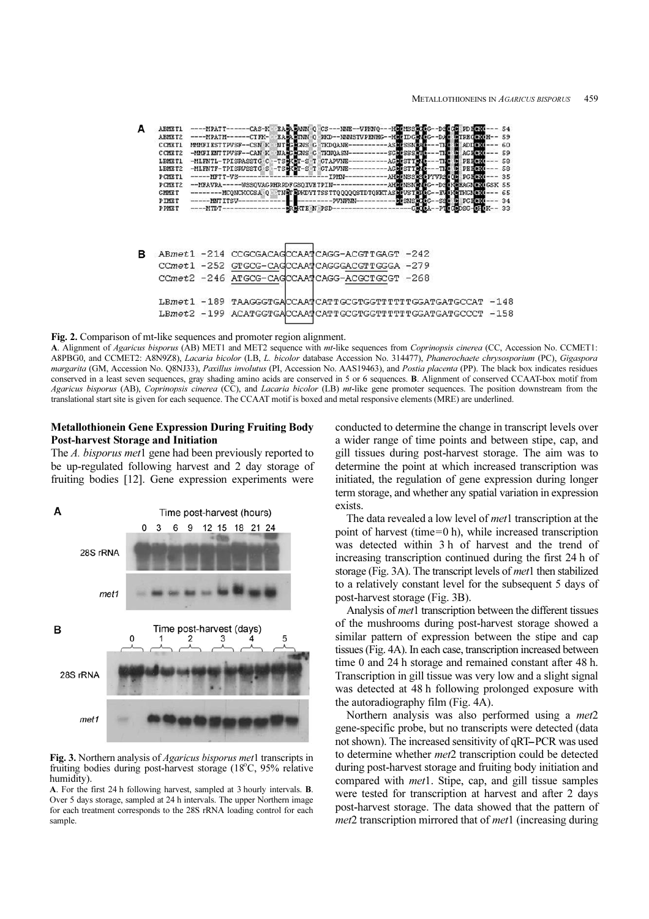**Fig. 2.** Comparison of mt-like sequences and promoter region alignment.

**A**. Alignment of *Agaricus bisporus* (AB) MET1 and MET2 sequence with *mt*-like sequences from *Coprinopsis cinerea* (CC, Accession No. CCMET1: A8PBG0, and CCMET2: A8N9Z8), *Lacaria bicolor* (LB, *L. bicolor* database Accession No. 314477), *Phanerochaete chrysosporium* (PC), *Gigaspora margarita* (GM, Accession No. Q8NJ33), *Paxillus involutus* (PI, Accession No. AAS19463), and *Postia placenta* (PP). The black box indicates residues conserved in a least seven sequences, gray shading amino acids are conserved in 5 or 6 sequences. **B**. Alignment of conserved CCAAT-box motif from *Agaricus bisporus* (AB), *Coprinopsis cinerea* (CC), and *Lacaria bicolor* (LB) *mt*-like gene promoter sequences. The position downstream from the translational start site is given for each sequence. The CCAAT motif is boxed and metal responsive elements (MRE) are underlined.

## Metallothionein Gene Expression During Fruiting Body Post-harvest Storage and Initiation

The *A. bisporus met*1 gene had been previously reported to be up-regulated following harvest and 2 day storage of fruiting bodies [12]. Gene expression experiments were conducted to determine the change in transcript levels over a wider range of time points and between stipe, cap, and gill tissues during post-harvest storage. The aim was to determine the point at which increased transcription was initiated, the regulation of gene expression during longer term storage, and whether any spatial variation in expression exists.

The data revealed a low level of *met*1 transcription at the point of harvest (time=0 h), while increased transcription was detected within 3 h of harvest and the trend of increasing transcription continued during the first 24 h of storage (Fig. 3A). The transcript levels of *met*1 then stabilized to a relatively constant level for the subsequent 5 days of post-harvest storage (Fig. 3B).

Analysis of *met*1 transcription between the different tissues of the mushrooms during post-harvest storage showed a similar pattern of expression between the stipe and cap tissues (Fig. 4A). In each case, transcription increased between time 0 and 24 h storage and remained constant after 48 h. Transcription in gill tissue was very low and a slight signal was detected at 48 h following prolonged exposure with the autoradiography film (Fig. 4A).

Northern analysis was also performed using a *met*2 gene-specific probe, but no transcripts were detected (data not shown). The increased sensitivity of qRT–PCR was used to determine whether *met*2 transcription could be detected during post-harvest storage and fruiting body initiation and compared with *met*1. Stipe, cap, and gill tissue samples were tested for transcription at harvest and after 2 days post-harvest storage. The data showed that the pattern of *met*2 transcription mirrored that of *met*1 (increasing during

**Fig. 3.** Northern analysis of *Agaricus bisporus met*1 transcripts in fruiting bodies during post-harvest storage (18°C, 95% relative humidity).

**A**. For the first 24 h following harvest, sampled at 3 hourly intervals. **B**. Over 5 days storage, sampled at 24 h intervals. The upper Northern image for each treatment corresponds to the 28S rRNA loading control for each sample.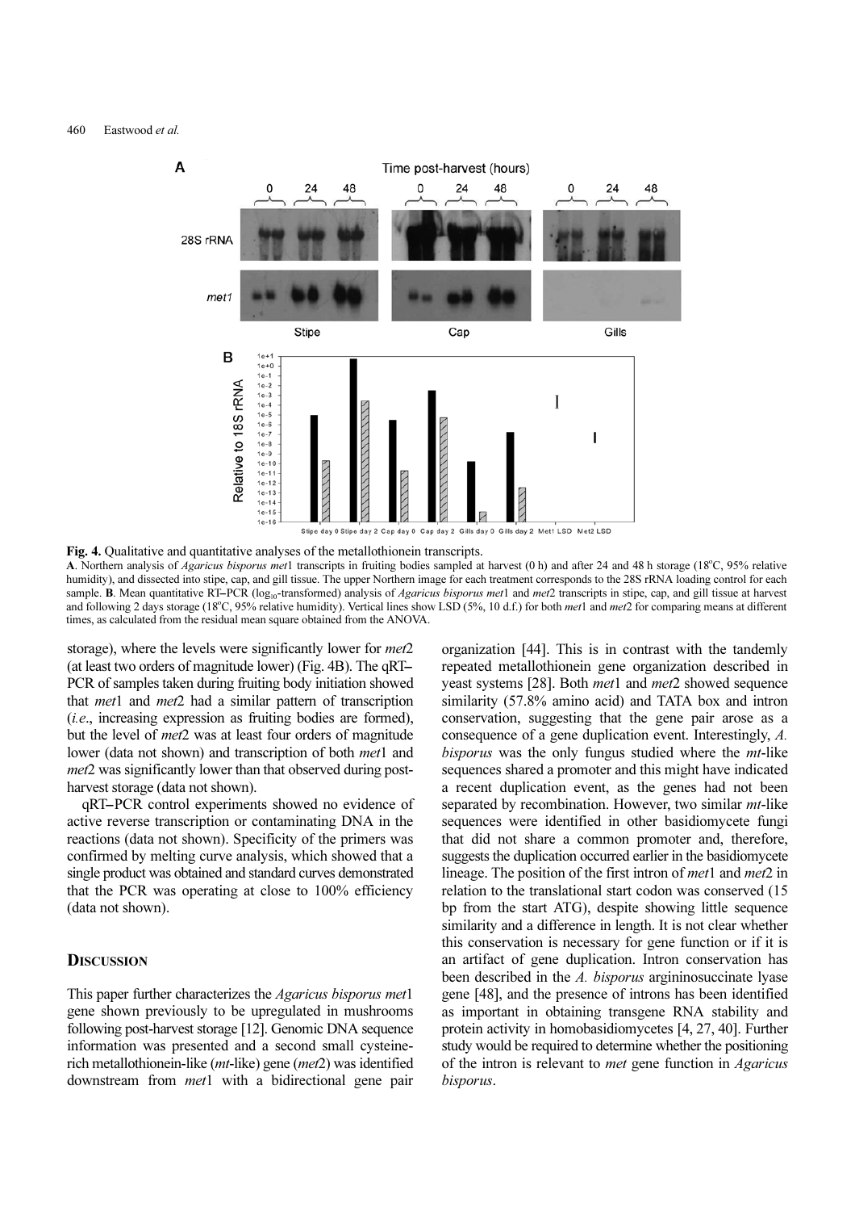**Fig. 4.** Qualitative and quantitative analyses of the metallothionein transcripts.

**A**. Northern analysis of *Agaricus bisporus met*1 transcripts in fruiting bodies sampled at harvest (0 h) and after 24 and 48 h storage (18°C, 95% relative humidity), and dissected into stipe, cap, and gill tissue. The upper Northern image for each treatment corresponds to the 28S rRNA loading control for each sample. **B**. Mean quantitative RT–PCR ($log_{10}$-transformed) analysis of *Agaricus bisporus met*1 and *met*2 transcripts in stipe, cap, and gill tissue at harvest and following 2 days storage (18°C, 95% relative humidity). Vertical lines show LSD (5%, 10 d.f.) for both *met*1 and *met*2 for comparing means at different times, as calculated from the residual mean square obtained from the ANOVA.

storage), where the levels were significantly lower for *met*2 (at least two orders of magnitude lower) (Fig. 4B). The qRT–PCR of samples taken during fruiting body initiation showed that *met*1 and *met*2 had a similar pattern of transcription (*i.e*., increasing expression as fruiting bodies are formed), but the level of *met*2 was at least four orders of magnitude lower (data not shown) and transcription of both *met*1 and *met*2 was significantly lower than that observed during post-harvest storage (data not shown).

qRT–PCR control experiments showed no evidence of active reverse transcription or contaminating DNA in the reactions (data not shown). Specificity of the primers was confirmed by melting curve analysis, which showed that a single product was obtained and standard curves demonstrated that the PCR was operating at close to 100% efficiency (data not shown).

## Discussion

This paper further characterizes the *Agaricus bisporus met*1 gene shown previously to be upregulated in mushrooms following post-harvest storage [12]. Genomic DNA sequence information was presented and a second small cysteine-rich metallothionein-like (*mt*-like) gene (*met*2) was identified downstream from *met*1 with a bidirectional gene pair organization [44]. This is in contrast with the tandemly repeated metallothionein gene organization described in yeast systems [28]. Both *met*1 and *met*2 showed sequence similarity (57.8% amino acid) and TATA box and intron conservation, suggesting that the gene pair arose as a consequence of a gene duplication event. Interestingly, *A. bisporus* was the only fungus studied where the *mt*-like sequences shared a promoter and this might have indicated a recent duplication event, as the genes had not been separated by recombination. However, two similar *mt*-like sequences were identified in other basidiomycete fungi that did not share a common promoter and, therefore, suggests the duplication occurred earlier in the basidiomycete lineage. The position of the first intron of *met*1 and *met*2 in relation to the translational start codon was conserved (15 bp from the start ATG), despite showing little sequence similarity and a difference in length. It is not clear whether this conservation is necessary for gene function or if it is an artifact of gene duplication. Intron conservation has been described in the *A. bisporus* argininosuccinate lyase gene [48], and the presence of introns has been identified as important in obtaining transgene RNA stability and protein activity in homobasidiomycetes [4, 27, 40]. Further study would be required to determine whether the positioning of the intron is relevant to *met* gene function in *Agaricus bisporus*.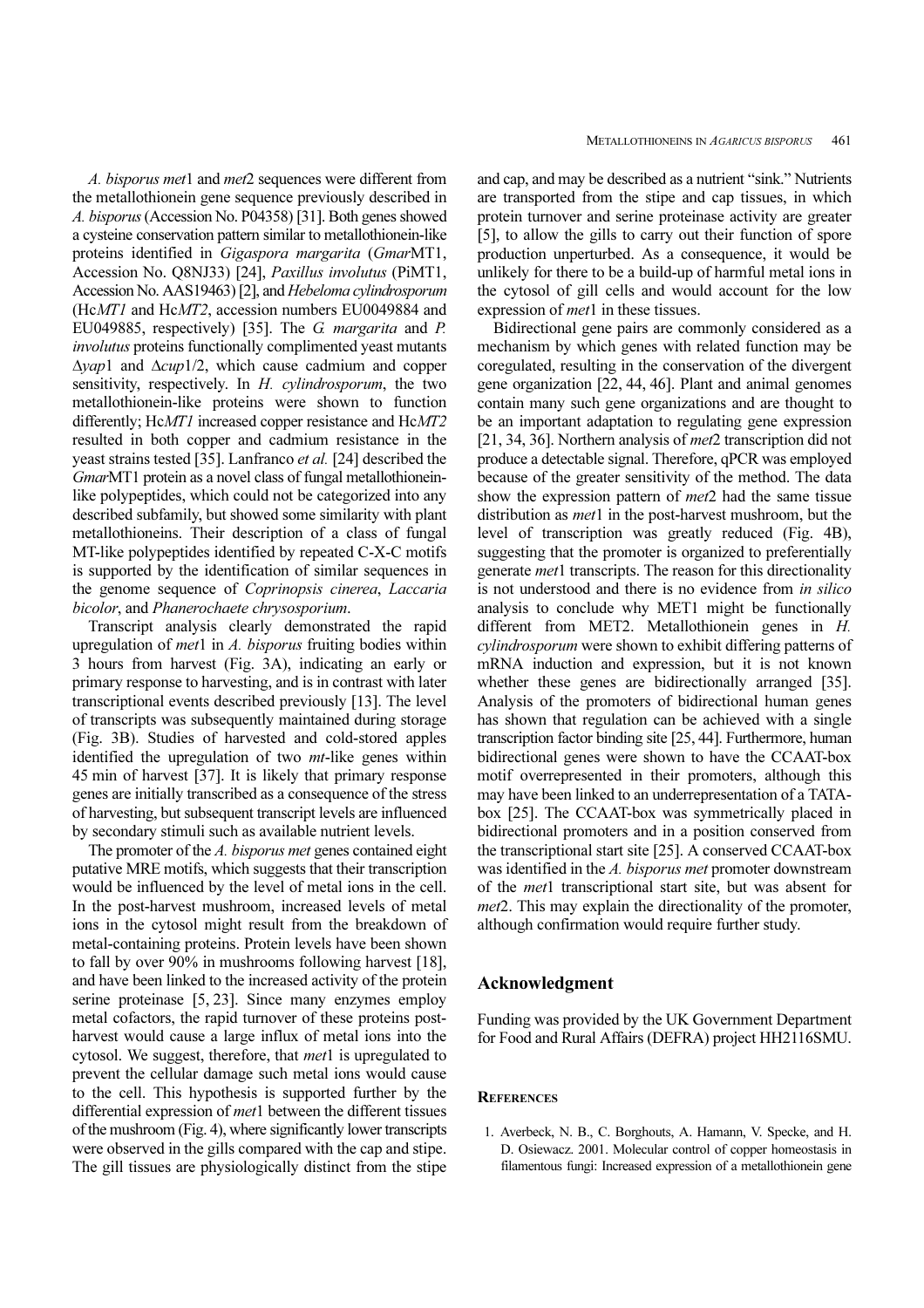*A. bisporus met*1 and *met*2 sequences were different from the metallothionein gene sequence previously described in *A. bisporus* (Accession No. P04358) [31]. Both genes showed a cysteine conservation pattern similar to metallothionein-like proteins identified in *Gigaspora margarita* (*Gmar*MT1, Accession No. Q8NJ33) [24], *Paxillus involutus* (PiMT1, Accession No. AAS19463) [2], and *Hebeloma cylindrosporum* (Hc*MT1* and Hc*MT2*, accession numbers EU0049884 and EU049885, respectively) [35]. The *G. margarita* and *P. involutus* proteins functionally complimented yeast mutants Δ*yap*1 and Δ*cup*1/2, which cause cadmium and copper sensitivity, respectively. In *H. cylindrosporum*, the two metallothionein-like proteins were shown to function differently; Hc*MT1* increased copper resistance and Hc*MT2* resulted in both copper and cadmium resistance in the yeast strains tested [35]. Lanfranco *et al.* [24] described the *Gmar*MT1 protein as a novel class of fungal metallothionein-like polypeptides, which could not be categorized into any described subfamily, but showed some similarity with plant metallothioneins. Their description of a class of fungal MT-like polypeptides identified by repeated C-X-C motifs is supported by the identification of similar sequences in the genome sequence of *Coprinopsis cinerea*, *Laccaria bicolor*, and *Phanerochaete chrysosporium*.

Transcript analysis clearly demonstrated the rapid upregulation of *met*1 in *A. bisporus* fruiting bodies within 3 hours from harvest (Fig. 3A), indicating an early or primary response to harvesting, and is in contrast with later transcriptional events described previously [13]. The level of transcripts was subsequently maintained during storage (Fig. 3B). Studies of harvested and cold-stored apples identified the upregulation of two *mt*-like genes within 45 min of harvest [37]. It is likely that primary response genes are initially transcribed as a consequence of the stress of harvesting, but subsequent transcript levels are influenced by secondary stimuli such as available nutrient levels.

The promoter of the *A. bisporus met* genes contained eight putative MRE motifs, which suggests that their transcription would be influenced by the level of metal ions in the cell. In the post-harvest mushroom, increased levels of metal ions in the cytosol might result from the breakdown of metal-containing proteins. Protein levels have been shown to fall by over 90% in mushrooms following harvest [18], and have been linked to the increased activity of the protein serine proteinase [5, 23]. Since many enzymes employ metal cofactors, the rapid turnover of these proteins post-harvest would cause a large influx of metal ions into the cytosol. We suggest, therefore, that *met*1 is upregulated to prevent the cellular damage such metal ions would cause to the cell. This hypothesis is supported further by the differential expression of *met*1 between the different tissues of the mushroom (Fig. 4), where significantly lower transcripts were observed in the gills compared with the cap and stipe. The gill tissues are physiologically distinct from the stipe and cap, and may be described as a nutrient "sink." Nutrients are transported from the stipe and cap tissues, in which protein turnover and serine proteinase activity are greater [5], to allow the gills to carry out their function of spore production unperturbed. As a consequence, it would be unlikely for there to be a build-up of harmful metal ions in the cytosol of gill cells and would account for the low expression of *met*1 in these tissues.

Bidirectional gene pairs are commonly considered as a mechanism by which genes with related function may be coregulated, resulting in the conservation of the divergent gene organization [22, 44, 46]. Plant and animal genomes contain many such gene organizations and are thought to be an important adaptation to regulating gene expression [21, 34, 36]. Northern analysis of *met*2 transcription did not produce a detectable signal. Therefore, qPCR was employed because of the greater sensitivity of the method. The data show the expression pattern of *met*2 had the same tissue distribution as *met*1 in the post-harvest mushroom, but the level of transcription was greatly reduced (Fig. 4B), suggesting that the promoter is organized to preferentially generate *met*1 transcripts. The reason for this directionality is not understood and there is no evidence from *in silico* analysis to conclude why MET1 might be functionally different from MET2. Metallothionein genes in *H. cylindrosporum* were shown to exhibit differing patterns of mRNA induction and expression, but it is not known whether these genes are bidirectionally arranged [35]. Analysis of the promoters of bidirectional human genes has shown that regulation can be achieved with a single transcription factor binding site [25, 44]. Furthermore, human bidirectional genes were shown to have the CCAAT-box motif overrepresented in their promoters, although this may have been linked to an underrepresentation of a TATA-box [25]. The CCAAT-box was symmetrically placed in bidirectional promoters and in a position conserved from the transcriptional start site [25]. A conserved CCAAT-box was identified in the *A. bisporus met* promoter downstream of the *met*1 transcriptional start site, but was absent for *met*2. This may explain the directionality of the promoter, although confirmation would require further study.

## Acknowledgment

Funding was provided by the UK Government Department for Food and Rural Affairs (DEFRA) project HH2116SMU.

## References

1. Averbeck, N. B., C. Borghouts, A. Hamann, V. Specke, and H. D. Osiewacz. 2001. Molecular control of copper homeostasis in filamentous fungi: Increased expression of a metallothionein gene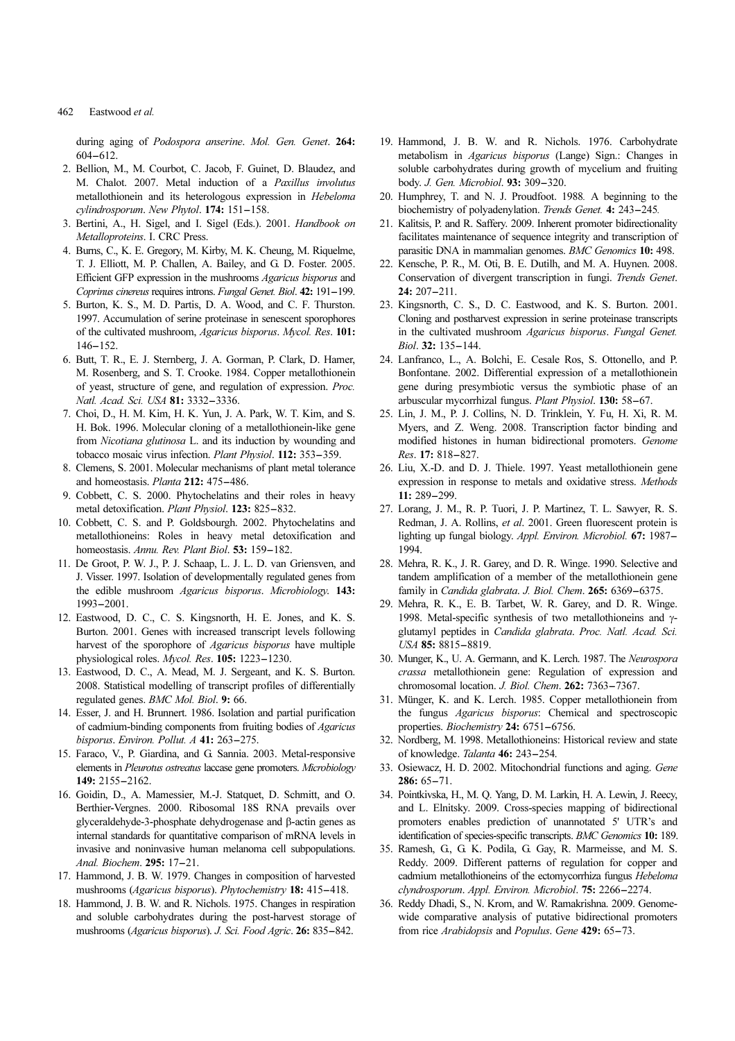during aging of *Podospora anserine*. *Mol. Gen. Genet*. **264:** 604−612.

2. Bellion, M., M. Courbot, C. Jacob, F. Guinet, D. Blaudez, and M. Chalot. 2007. Metal induction of a *Paxillus involutus* metallothionein and its heterologous expression in *Hebeloma cylindrosporum*. *New Phytol*. **174:** 151−158.
3. Bertini, A., H. Sigel, and I. Sigel (Eds.). 2001. *Handbook on Metalloproteins*. I. CRC Press.
4. Burns, C., K. E. Gregory, M. Kirby, M. K. Cheung, M. Riquelme, T. J. Elliott, M. P. Challen, A. Bailey, and G. D. Foster. 2005. Efficient GFP expression in the mushrooms *Agaricus bisporus* and *Coprinus cinereus* requires introns. *Fungal Genet. Biol*. **42:** 191−199.
5. Burton, K. S., M. D. Partis, D. A. Wood, and C. F. Thurston. 1997. Accumulation of serine proteinase in senescent sporophores of the cultivated mushroom, *Agaricus bisporus*. *Mycol. Res*. **101:** 146−152.
6. Butt, T. R., E. J. Sternberg, J. A. Gorman, P. Clark, D. Hamer, M. Rosenberg, and S. T. Crooke. 1984. Copper metallothionein of yeast, structure of gene, and regulation of expression. *Proc. Natl. Acad. Sci. USA* **81:** 3332−3336.
7. Choi, D., H. M. Kim, H. K. Yun, J. A. Park, W. T. Kim, and S. H. Bok. 1996. Molecular cloning of a metallothionein-like gene from *Nicotiana glutinosa* L. and its induction by wounding and tobacco mosaic virus infection. *Plant Physiol*. **112:** 353−359.
8. Clemens, S. 2001. Molecular mechanisms of plant metal tolerance and homeostasis. *Planta* **212:** 475−486.
9. Cobbett, C. S. 2000. Phytochelatins and their roles in heavy metal detoxification. *Plant Physiol*. **123:** 825−832.
10. Cobbett, C. S. and P. Goldsbourgh. 2002. Phytochelatins and metallothioneins: Roles in heavy metal detoxification and homeostasis. *Annu. Rev. Plant Biol*. **53:** 159−182.
11. De Groot, P. W. J., P. J. Schaap, L. J. L. D. van Griensven, and J. Visser. 1997. Isolation of developmentally regulated genes from the edible mushroom *Agaricus bisporus*. *Microbiology*. **143:** 1993−2001.
12. Eastwood, D. C., C. S. Kingsnorth, H. E. Jones, and K. S. Burton. 2001. Genes with increased transcript levels following harvest of the sporophore of *Agaricus bisporus* have multiple physiological roles. *Mycol. Res*. **105:** 1223−1230.
13. Eastwood, D. C., A. Mead, M. J. Sergeant, and K. S. Burton. 2008. Statistical modelling of transcript profiles of differentially regulated genes. *BMC Mol. Biol*. **9:** 66.
14. Esser, J. and H. Brunnert. 1986. Isolation and partial purification of cadmium-binding components from fruiting bodies of *Agaricus bisporus*. *Environ. Pollut. A* **41:** 263−275.
15. Faraco, V., P. Giardina, and G. Sannia. 2003. Metal-responsive elements in *Pleurotus ostreatus* laccase gene promoters. *Microbiology* **149:** 2155−2162.
16. Goidin, D., A. Mamessier, M.-J. Statquet, D. Schmitt, and O. Berthier-Vergnes. 2000. Ribosomal 18S RNA prevails over glyceraldehyde-3-phosphate dehydrogenase and β-actin genes as internal standards for quantitative comparison of mRNA levels in invasive and noninvasive human melanoma cell subpopulations. *Anal. Biochem*. **295:** 17−21.
17. Hammond, J. B. W. 1979. Changes in composition of harvested mushrooms (*Agaricus bisporus*). *Phytochemistry* **18:** 415−418.
18. Hammond, J. B. W. and R. Nichols. 1975. Changes in respiration and soluble carbohydrates during the post-harvest storage of mushrooms (*Agaricus bisporus*). *J. Sci. Food Agric*. **26:** 835−842.
19. Hammond, J. B. W. and R. Nichols. 1976. Carbohydrate metabolism in *Agaricus bisporus* (Lange) Sign.: Changes in soluble carbohydrates during growth of mycelium and fruiting body. *J. Gen. Microbiol*. **93:** 309−320.
20. Humphrey, T. and N. J. Proudfoot. 1988. A beginning to the biochemistry of polyadenylation. *Trends Genet.* **4:** 243−245.
21. Kalitsis, P. and R. Saffery. 2009. Inherent promoter bidirectionality facilitates maintenance of sequence integrity and transcription of parasitic DNA in mammalian genomes. *BMC Genomics* **10:** 498.
22. Kensche, P. R., M. Oti, B. E. Dutilh, and M. A. Huynen. 2008. Conservation of divergent transcription in fungi. *Trends Genet*. **24:** 207−211.
23. Kingsnorth, C. S., D. C. Eastwood, and K. S. Burton. 2001. Cloning and postharvest expression in serine proteinase transcripts in the cultivated mushroom *Agaricus bisporus*. *Fungal Genet. Biol*. **32:** 135−144.
24. Lanfranco, L., A. Bolchi, E. Cesale Ros, S. Ottonello, and P. Bonfontane. 2002. Differential expression of a metallothionein gene during presymbiotic versus the symbiotic phase of an arbuscular mycorrhizal fungus. *Plant Physiol*. **130:** 58−67.
25. Lin, J. M., P. J. Collins, N. D. Trinklein, Y. Fu, H. Xi, R. M. Myers, and Z. Weng. 2008. Transcription factor binding and modified histones in human bidirectional promoters. *Genome Res*. **17:** 818−827.
26. Liu, X.-D. and D. J. Thiele. 1997. Yeast metallothionein gene expression in response to metals and oxidative stress. *Methods* **11:** 289−299.
27. Lorang, J. M., R. P. Tuori, J. P. Martinez, T. L. Sawyer, R. S. Redman, J. A. Rollins, *et al*. 2001. Green fluorescent protein is lighting up fungal biology. *Appl. Environ. Microbiol.* **67:** 1987−1994.
28. Mehra, R. K., J. R. Garey, and D. R. Winge. 1990. Selective and tandem amplification of a member of the metallothionein gene family in *Candida glabrata*. *J. Biol. Chem*. **265:** 6369−6375.
29. Mehra, R. K., E. B. Tarbet, W. R. Garey, and D. R. Winge. 1998. Metal-specific synthesis of two metallothioneins and γ-glutamyl peptides in *Candida glabrata*. *Proc. Natl. Acad. Sci. USA* **85:** 8815−8819.
30. Munger, K., U. A. Germann, and K. Lerch. 1987. The *Neurospora crassa* metallothionein gene: Regulation of expression and chromosomal location. *J. Biol. Chem*. **262:** 7363−7367.
31. Münger, K. and K. Lerch. 1985. Copper metallothionein from the fungus *Agaricus bisporus*: Chemical and spectroscopic properties. *Biochemistry* **24:** 6751−6756.
32. Nordberg, M. 1998. Metallothioneins: Historical review and state of knowledge. *Talanta* **46:** 243−254.
33. Osiewacz, H. D. 2002. Mitochondrial functions and aging. *Gene* **286:** 65−71.
34. Pointkivska, H., M. Q. Yang, D. M. Larkin, H. A. Lewin, J. Reecy, and L. Elnitsky. 2009. Cross-species mapping of bidirectional promoters enables prediction of unannotated 5' UTR's and identification of species-specific transcripts. *BMC Genomics* **10:** 189.
35. Ramesh, G., G. K. Podila, G. Gay, R. Marmeisse, and M. S. Reddy. 2009. Different patterns of regulation for copper and cadmium metallothioneins of the ectomycorrhiza fungus *Hebeloma clyndrosporum*. *Appl. Environ. Microbiol*. **75:** 2266−2274.
36. Reddy Dhadi, S., N. Krom, and W. Ramakrishna. 2009. Genome-wide comparative analysis of putative bidirectional promoters from rice *Arabidopsis* and *Populus*. *Gene* **429:** 65−73.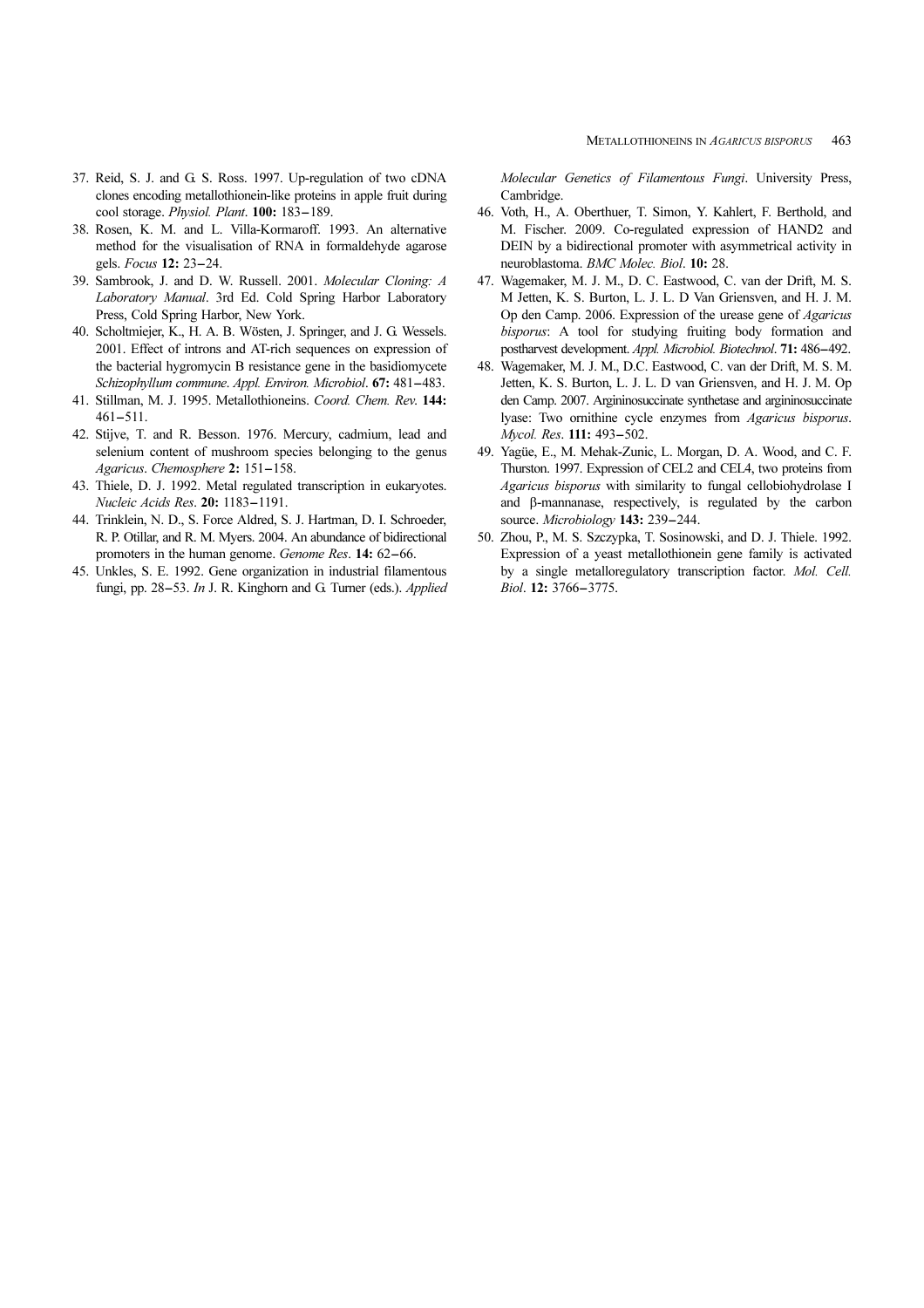37. Reid, S. J. and G. S. Ross. 1997. Up-regulation of two cDNA clones encoding metallothionein-like proteins in apple fruit during cool storage. *Physiol. Plant*. **100:** 183–189.
38. Rosen, K. M. and L. Villa-Kormaroff. 1993. An alternative method for the visualisation of RNA in formaldehyde agarose gels. *Focus* **12:** 23–24.
39. Sambrook, J. and D. W. Russell. 2001. *Molecular Cloning: A Laboratory Manual*. 3rd Ed. Cold Spring Harbor Laboratory Press, Cold Spring Harbor, New York.
40. Scholtmiejer, K., H. A. B. Wösten, J. Springer, and J. G. Wessels. 2001. Effect of introns and AT-rich sequences on expression of the bacterial hygromycin B resistance gene in the basidiomycete *Schizophyllum commune*. *Appl. Environ. Microbiol*. **67:** 481–483.
41. Stillman, M. J. 1995. Metallothioneins. *Coord. Chem. Rev.* **144:** 461–511.
42. Stijve, T. and R. Besson. 1976. Mercury, cadmium, lead and selenium content of mushroom species belonging to the genus *Agaricus*. *Chemosphere* **2:** 151–158.
43. Thiele, D. J. 1992. Metal regulated transcription in eukaryotes. *Nucleic Acids Res*. **20:** 1183–1191.
44. Trinklein, N. D., S. Force Aldred, S. J. Hartman, D. I. Schroeder, R. P. Otillar, and R. M. Myers. 2004. An abundance of bidirectional promoters in the human genome. *Genome Res*. **14:** 62–66.
45. Unkles, S. E. 1992. Gene organization in industrial filamentous fungi, pp. 28–53. *In* J. R. Kinghorn and G. Turner (eds.). *Applied Molecular Genetics of Filamentous Fungi*. University Press, Cambridge.
46. Voth, H., A. Oberthuer, T. Simon, Y. Kahlert, F. Berthold, and M. Fischer. 2009. Co-regulated expression of HAND2 and DEIN by a bidirectional promoter with asymmetrical activity in neuroblastoma. *BMC Molec. Biol*. **10:** 28.
47. Wagemaker, M. J. M., D. C. Eastwood, C. van der Drift, M. S. M Jetten, K. S. Burton, L. J. L. D Van Griensven, and H. J. M. Op den Camp. 2006. Expression of the urease gene of *Agaricus bisporus*: A tool for studying fruiting body formation and postharvest development. *Appl. Microbiol. Biotechnol*. **71:** 486–492.
48. Wagemaker, M. J. M., D.C. Eastwood, C. van der Drift, M. S. M. Jetten, K. S. Burton, L. J. L. D van Griensven, and H. J. M. Op den Camp. 2007. Argininosuccinate synthetase and argininosuccinate lyase: Two ornithine cycle enzymes from *Agaricus bisporus*. *Mycol. Res*. **111:** 493–502.
49. Yagüe, E., M. Mehak-Zunic, L. Morgan, D. A. Wood, and C. F. Thurston. 1997. Expression of CEL2 and CEL4, two proteins from *Agaricus bisporus* with similarity to fungal cellobiohydrolase I and β-mannanase, respectively, is regulated by the carbon source. *Microbiology* **143:** 239–244.
50. Zhou, P., M. S. Szczypka, T. Sosinowski, and D. J. Thiele. 1992. Expression of a yeast metallothionein gene family is activated by a single metalloregulatory transcription factor. *Mol. Cell. Biol*. **12:** 3766–3775.